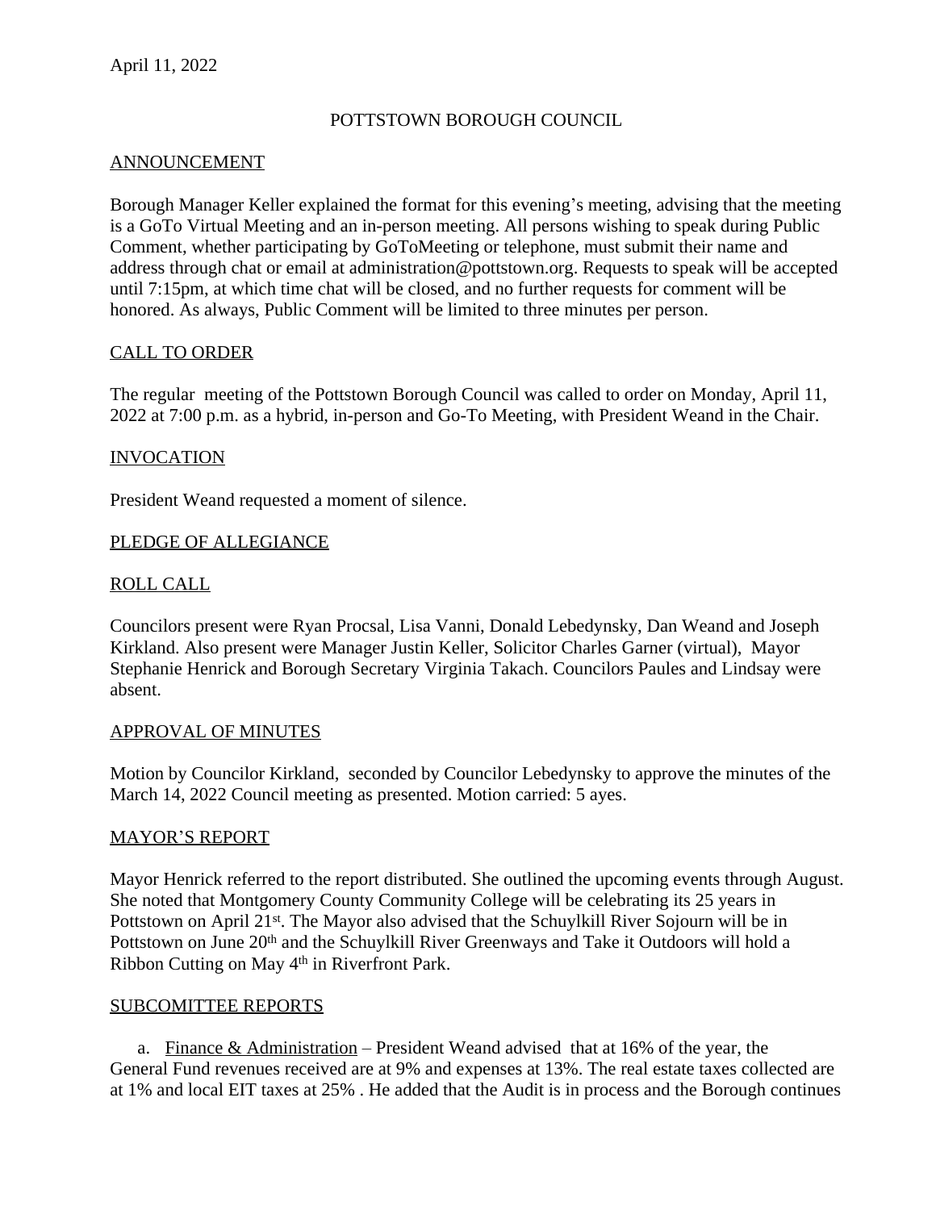April 11, 2022

# POTTSTOWN BOROUGH COUNCIL

## ANNOUNCEMENT

Borough Manager Keller explained the format for this evening's meeting, advising that the meeting is a GoTo Virtual Meeting and an in-person meeting. All persons wishing to speak during Public Comment, whether participating by GoToMeeting or telephone, must submit their name and address through chat or email at administration@pottstown.org. Requests to speak will be accepted until 7:15pm, at which time chat will be closed, and no further requests for comment will be honored. As always, Public Comment will be limited to three minutes per person.

## CALL TO ORDER

The regular meeting of the Pottstown Borough Council was called to order on Monday, April 11, 2022 at 7:00 p.m. as a hybrid, in-person and Go-To Meeting, with President Weand in the Chair.

## INVOCATION

President Weand requested a moment of silence.

## PLEDGE OF ALLEGIANCE

## ROLL CALL

Councilors present were Ryan Procsal, Lisa Vanni, Donald Lebedynsky, Dan Weand and Joseph Kirkland. Also present were Manager Justin Keller, Solicitor Charles Garner (virtual), Mayor Stephanie Henrick and Borough Secretary Virginia Takach. Councilors Paules and Lindsay were absent.

## APPROVAL OF MINUTES

Motion by Councilor Kirkland, seconded by Councilor Lebedynsky to approve the minutes of the March 14, 2022 Council meeting as presented. Motion carried: 5 ayes.

## MAYOR'S REPORT

Mayor Henrick referred to the report distributed. She outlined the upcoming events through August. She noted that Montgomery County Community College will be celebrating its 25 years in Pottstown on April 21st. The Mayor also advised that the Schuylkill River Sojourn will be in Pottstown on June 20th and the Schuylkill River Greenways and Take it Outdoors will hold a Ribbon Cutting on May 4th in Riverfront Park.

## SUBCOMITTEE REPORTS

a. Finance & Administration – President Weand advised that at 16% of the year, the General Fund revenues received are at 9% and expenses at 13%. The real estate taxes collected are at 1% and local EIT taxes at 25% . He added that the Audit is in process and the Borough continues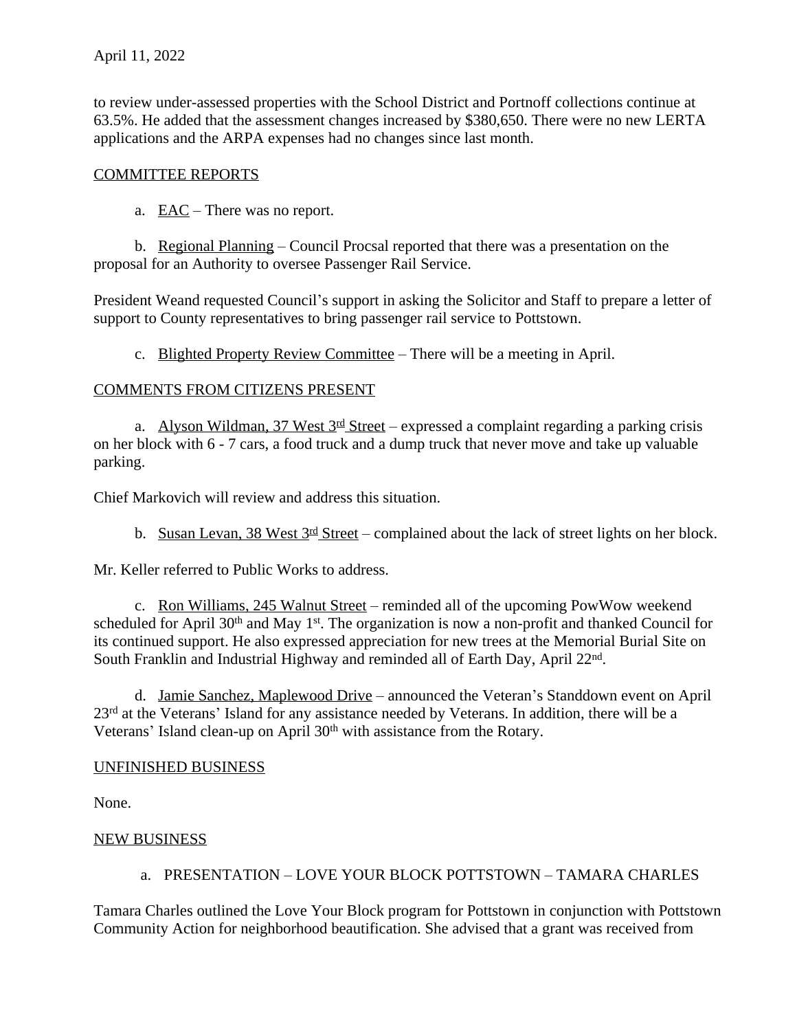to review under-assessed properties with the School District and Portnoff collections continue at 63.5%. He added that the assessment changes increased by $380,650. There were no new LERTA applications and the ARPA expenses had no changes since last month.

COMMITTEE REPORTS

a. EAC – There was no report.

b. Regional Planning – Council Procsal reported that there was a presentation on the proposal for an Authority to oversee Passenger Rail Service.

President Weand requested Council's support in asking the Solicitor and Staff to prepare a letter of support to County representatives to bring passenger rail service to Pottstown.

c. Blighted Property Review Committee – There will be a meeting in April.

COMMENTS FROM CITIZENS PRESENT

a. Alyson Wildman, 37 West 3rd Street – expressed a complaint regarding a parking crisis on her block with 6 - 7 cars, a food truck and a dump truck that never move and take up valuable parking.

Chief Markovich will review and address this situation.

b. Susan Levan, 38 West 3rd Street – complained about the lack of street lights on her block.

Mr. Keller referred to Public Works to address.

c. Ron Williams, 245 Walnut Street – reminded all of the upcoming PowWow weekend scheduled for April 30th and May 1st. The organization is now a non-profit and thanked Council for its continued support. He also expressed appreciation for new trees at the Memorial Burial Site on South Franklin and Industrial Highway and reminded all of Earth Day, April 22nd.

d. Jamie Sanchez, Maplewood Drive – announced the Veteran's Standdown event on April 23rd at the Veterans' Island for any assistance needed by Veterans. In addition, there will be a Veterans' Island clean-up on April 30th with assistance from the Rotary.

UNFINISHED BUSINESS

None.

NEW BUSINESS

a. PRESENTATION – LOVE YOUR BLOCK POTTSTOWN – TAMARA CHARLES

Tamara Charles outlined the Love Your Block program for Pottstown in conjunction with Pottstown Community Action for neighborhood beautification. She advised that a grant was received from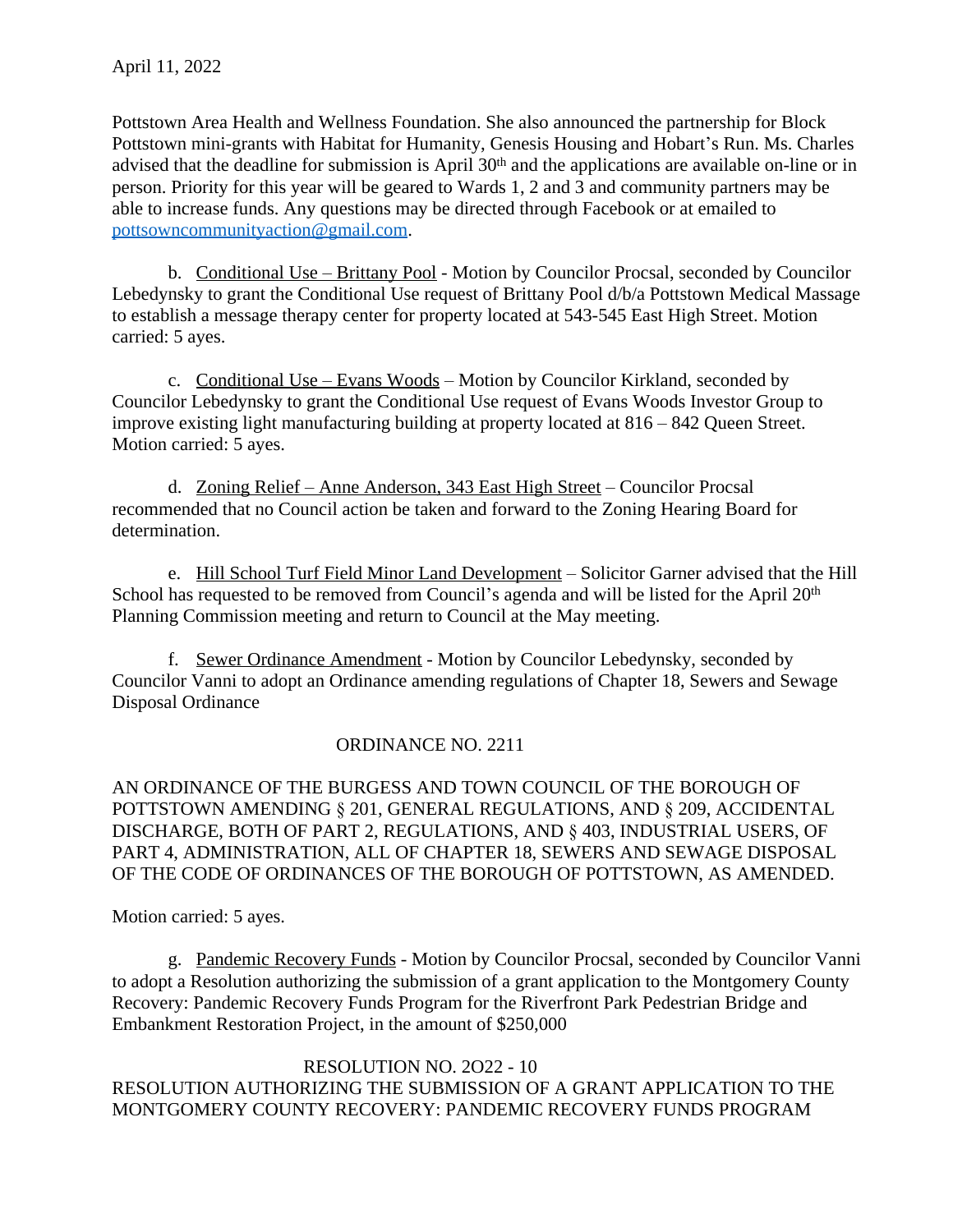Pottstown Area Health and Wellness Foundation. She also announced the partnership for Block Pottstown mini-grants with Habitat for Humanity, Genesis Housing and Hobart's Run. Ms. Charles advised that the deadline for submission is April 30th and the applications are available on-line or in person. Priority for this year will be geared to Wards 1, 2 and 3 and community partners may be able to increase funds. Any questions may be directed through Facebook or at emailed to [pottsowncommunityaction@gmail.com](mailto:pottsowncommunityaction@gmail.com).

b. Conditional Use – Brittany Pool - Motion by Councilor Procsal, seconded by Councilor Lebedynsky to grant the Conditional Use request of Brittany Pool d/b/a Pottstown Medical Massage to establish a message therapy center for property located at 543-545 East High Street. Motion carried: 5 ayes.

c. Conditional Use – Evans Woods – Motion by Councilor Kirkland, seconded by Councilor Lebedynsky to grant the Conditional Use request of Evans Woods Investor Group to improve existing light manufacturing building at property located at 816 – 842 Queen Street. Motion carried: 5 ayes.

d. Zoning Relief – Anne Anderson, 343 East High Street – Councilor Procsal recommended that no Council action be taken and forward to the Zoning Hearing Board for determination.

e. Hill School Turf Field Minor Land Development – Solicitor Garner advised that the Hill School has requested to be removed from Council's agenda and will be listed for the April 20th Planning Commission meeting and return to Council at the May meeting.

f. Sewer Ordinance Amendment - Motion by Councilor Lebedynsky, seconded by Councilor Vanni to adopt an Ordinance amending regulations of Chapter 18, Sewers and Sewage Disposal Ordinance

ORDINANCE NO. 2211

AN ORDINANCE OF THE BURGESS AND TOWN COUNCIL OF THE BOROUGH OF POTTSTOWN AMENDING § 201, GENERAL REGULATIONS, AND § 209, ACCIDENTAL DISCHARGE, BOTH OF PART 2, REGULATIONS, AND § 403, INDUSTRIAL USERS, OF PART 4, ADMINISTRATION, ALL OF CHAPTER 18, SEWERS AND SEWAGE DISPOSAL OF THE CODE OF ORDINANCES OF THE BOROUGH OF POTTSTOWN, AS AMENDED.

Motion carried: 5 ayes.

g. Pandemic Recovery Funds - Motion by Councilor Procsal, seconded by Councilor Vanni to adopt a Resolution authorizing the submission of a grant application to the Montgomery County Recovery: Pandemic Recovery Funds Program for the Riverfront Park Pedestrian Bridge and Embankment Restoration Project, in the amount of $250,000

RESOLUTION NO. 2O22 - 10

RESOLUTION AUTHORIZING THE SUBMISSION OF A GRANT APPLICATION TO THE MONTGOMERY COUNTY RECOVERY: PANDEMIC RECOVERY FUNDS PROGRAM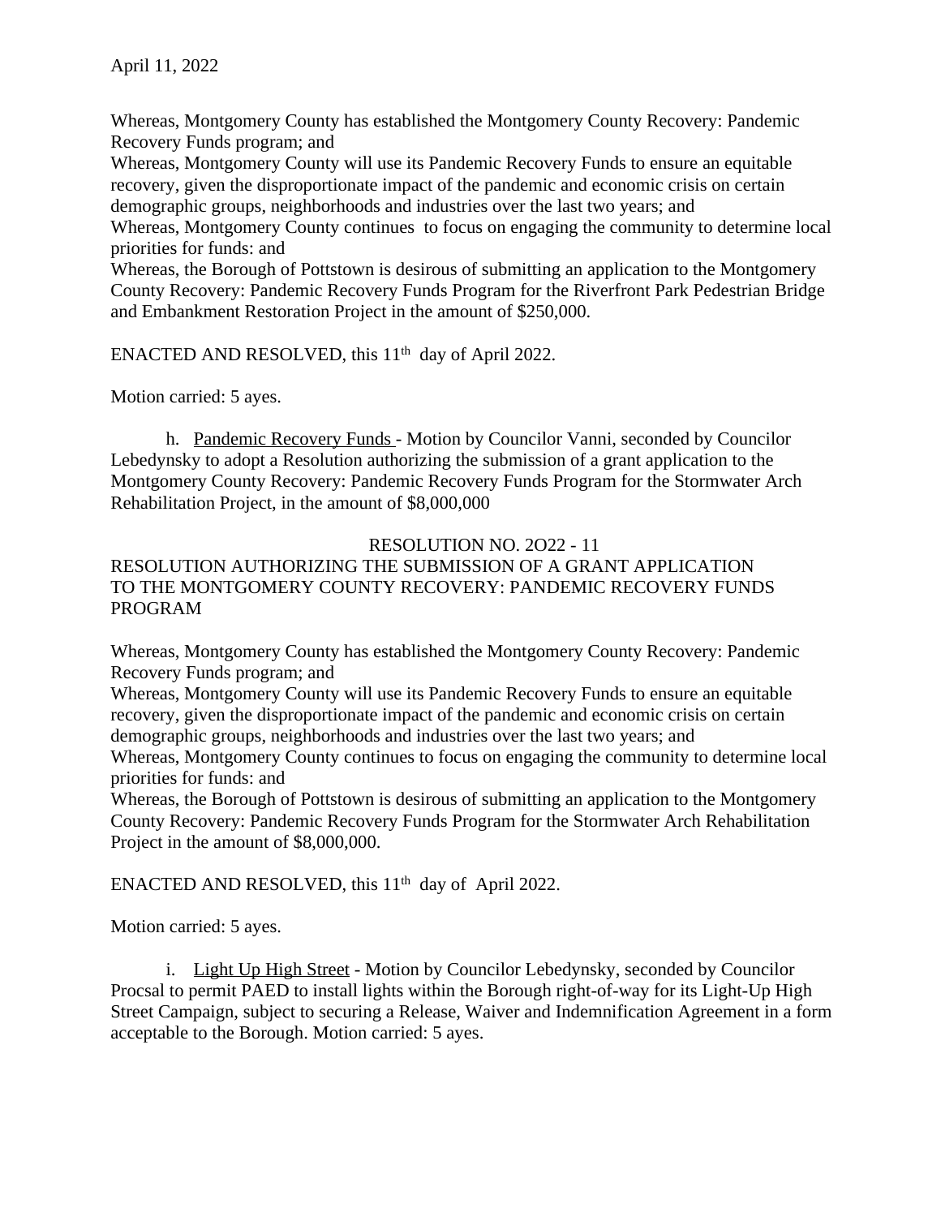April 11, 2022

Whereas, Montgomery County has established the Montgomery County Recovery: Pandemic Recovery Funds program; and
Whereas, Montgomery County will use its Pandemic Recovery Funds to ensure an equitable recovery, given the disproportionate impact of the pandemic and economic crisis on certain demographic groups, neighborhoods and industries over the last two years; and
Whereas, Montgomery County continues to focus on engaging the community to determine local priorities for funds: and
Whereas, the Borough of Pottstown is desirous of submitting an application to the Montgomery County Recovery: Pandemic Recovery Funds Program for the Riverfront Park Pedestrian Bridge and Embankment Restoration Project in the amount of $250,000.

ENACTED AND RESOLVED, this 11th day of April 2022.

Motion carried: 5 ayes.

h. Pandemic Recovery Funds - Motion by Councilor Vanni, seconded by Councilor Lebedynsky to adopt a Resolution authorizing the submission of a grant application to the Montgomery County Recovery: Pandemic Recovery Funds Program for the Stormwater Arch Rehabilitation Project, in the amount of $8,000,000

RESOLUTION NO. 2O22 - 11
RESOLUTION AUTHORIZING THE SUBMISSION OF A GRANT APPLICATION TO THE MONTGOMERY COUNTY RECOVERY: PANDEMIC RECOVERY FUNDS PROGRAM

Whereas, Montgomery County has established the Montgomery County Recovery: Pandemic Recovery Funds program; and
Whereas, Montgomery County will use its Pandemic Recovery Funds to ensure an equitable recovery, given the disproportionate impact of the pandemic and economic crisis on certain demographic groups, neighborhoods and industries over the last two years; and
Whereas, Montgomery County continues to focus on engaging the community to determine local priorities for funds: and
Whereas, the Borough of Pottstown is desirous of submitting an application to the Montgomery County Recovery: Pandemic Recovery Funds Program for the Stormwater Arch Rehabilitation Project in the amount of $8,000,000.

ENACTED AND RESOLVED, this 11th day of April 2022.

Motion carried: 5 ayes.

i. Light Up High Street - Motion by Councilor Lebedynsky, seconded by Councilor Procsal to permit PAED to install lights within the Borough right-of-way for its Light-Up High Street Campaign, subject to securing a Release, Waiver and Indemnification Agreement in a form acceptable to the Borough. Motion carried: 5 ayes.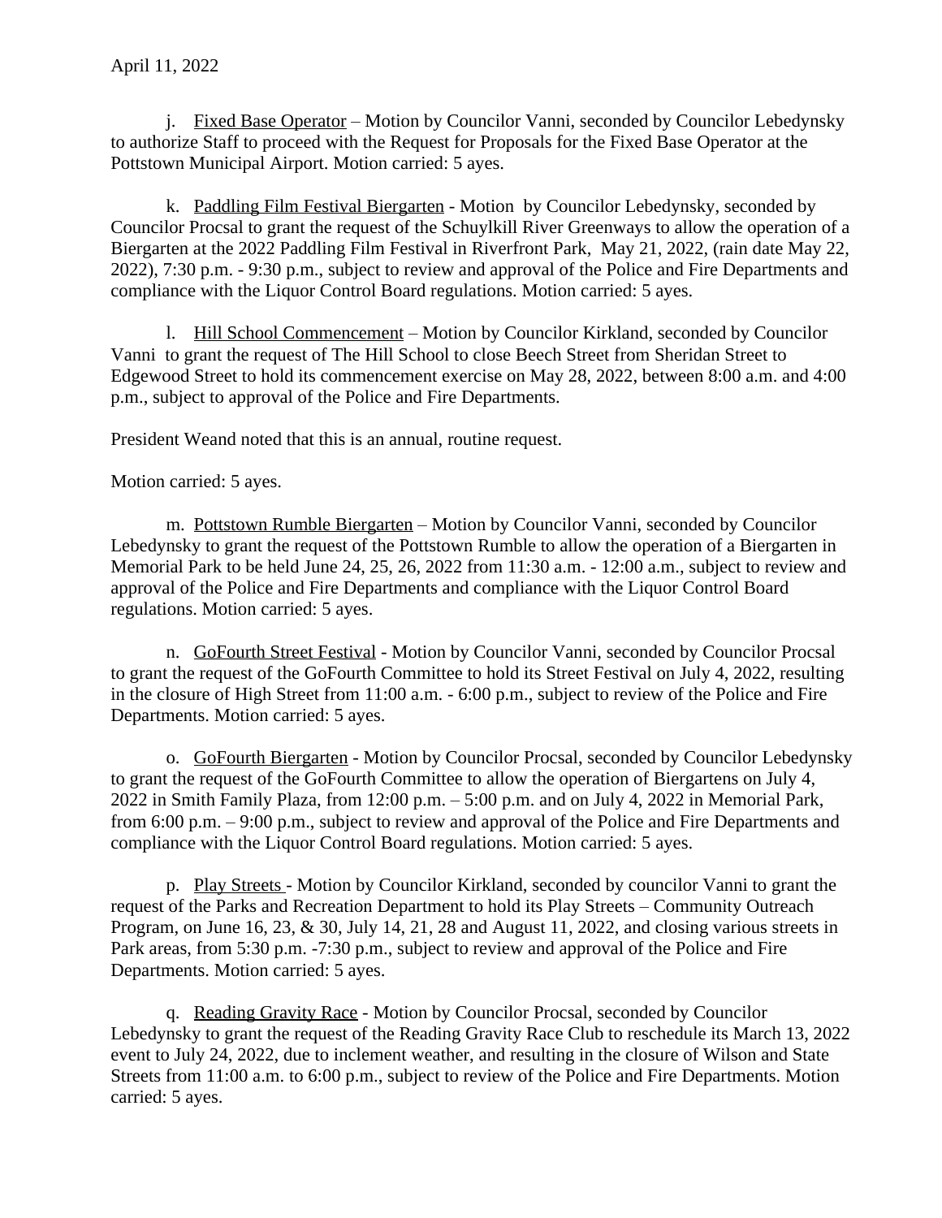April 11, 2022

j. Fixed Base Operator – Motion by Councilor Vanni, seconded by Councilor Lebedynsky to authorize Staff to proceed with the Request for Proposals for the Fixed Base Operator at the Pottstown Municipal Airport. Motion carried: 5 ayes.

k. Paddling Film Festival Biergarten - Motion by Councilor Lebedynsky, seconded by Councilor Procsal to grant the request of the Schuylkill River Greenways to allow the operation of a Biergarten at the 2022 Paddling Film Festival in Riverfront Park, May 21, 2022, (rain date May 22, 2022), 7:30 p.m. - 9:30 p.m., subject to review and approval of the Police and Fire Departments and compliance with the Liquor Control Board regulations. Motion carried: 5 ayes.

l. Hill School Commencement – Motion by Councilor Kirkland, seconded by Councilor Vanni to grant the request of The Hill School to close Beech Street from Sheridan Street to Edgewood Street to hold its commencement exercise on May 28, 2022, between 8:00 a.m. and 4:00 p.m., subject to approval of the Police and Fire Departments.

President Weand noted that this is an annual, routine request.

Motion carried: 5 ayes.

m. Pottstown Rumble Biergarten – Motion by Councilor Vanni, seconded by Councilor Lebedynsky to grant the request of the Pottstown Rumble to allow the operation of a Biergarten in Memorial Park to be held June 24, 25, 26, 2022 from 11:30 a.m. - 12:00 a.m., subject to review and approval of the Police and Fire Departments and compliance with the Liquor Control Board regulations. Motion carried: 5 ayes.

n. GoFourth Street Festival - Motion by Councilor Vanni, seconded by Councilor Procsal to grant the request of the GoFourth Committee to hold its Street Festival on July 4, 2022, resulting in the closure of High Street from 11:00 a.m. - 6:00 p.m., subject to review of the Police and Fire Departments. Motion carried: 5 ayes.

o. GoFourth Biergarten - Motion by Councilor Procsal, seconded by Councilor Lebedynsky to grant the request of the GoFourth Committee to allow the operation of Biergartens on July 4, 2022 in Smith Family Plaza, from 12:00 p.m. – 5:00 p.m. and on July 4, 2022 in Memorial Park, from 6:00 p.m. – 9:00 p.m., subject to review and approval of the Police and Fire Departments and compliance with the Liquor Control Board regulations. Motion carried: 5 ayes.

p. Play Streets - Motion by Councilor Kirkland, seconded by councilor Vanni to grant the request of the Parks and Recreation Department to hold its Play Streets – Community Outreach Program, on June 16, 23, & 30, July 14, 21, 28 and August 11, 2022, and closing various streets in Park areas, from 5:30 p.m. -7:30 p.m., subject to review and approval of the Police and Fire Departments. Motion carried: 5 ayes.

q. Reading Gravity Race - Motion by Councilor Procsal, seconded by Councilor Lebedynsky to grant the request of the Reading Gravity Race Club to reschedule its March 13, 2022 event to July 24, 2022, due to inclement weather, and resulting in the closure of Wilson and State Streets from 11:00 a.m. to 6:00 p.m., subject to review of the Police and Fire Departments. Motion carried: 5 ayes.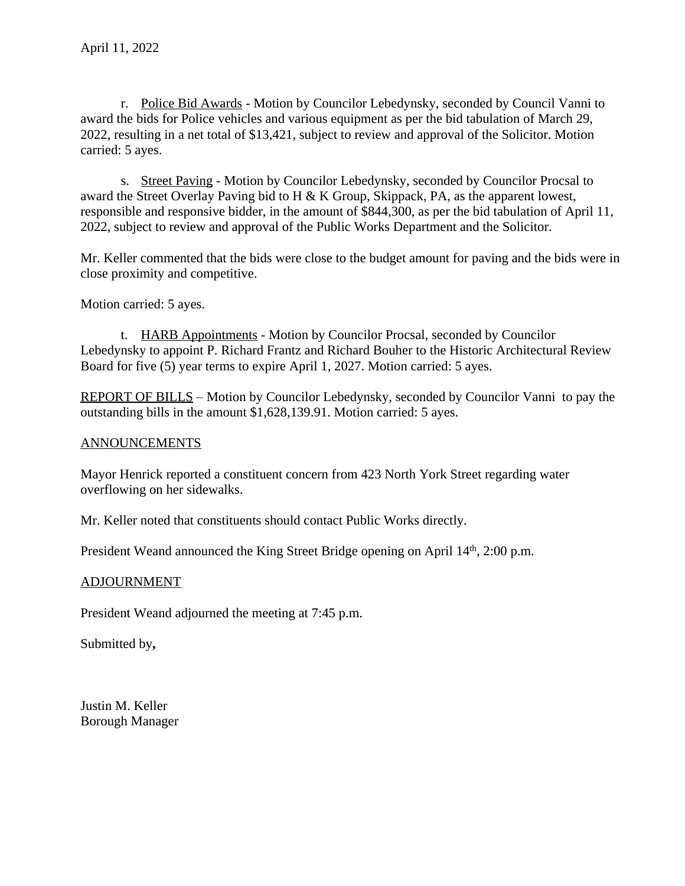April 11, 2022

r. Police Bid Awards - Motion by Councilor Lebedynsky, seconded by Council Vanni to award the bids for Police vehicles and various equipment as per the bid tabulation of March 29, 2022, resulting in a net total of $13,421, subject to review and approval of the Solicitor. Motion carried: 5 ayes.

s. Street Paving - Motion by Councilor Lebedynsky, seconded by Councilor Procsal to award the Street Overlay Paving bid to H & K Group, Skippack, PA, as the apparent lowest, responsible and responsive bidder, in the amount of $844,300, as per the bid tabulation of April 11, 2022, subject to review and approval of the Public Works Department and the Solicitor.

Mr. Keller commented that the bids were close to the budget amount for paving and the bids were in close proximity and competitive.

Motion carried: 5 ayes.

t. HARB Appointments - Motion by Councilor Procsal, seconded by Councilor Lebedynsky to appoint P. Richard Frantz and Richard Bouher to the Historic Architectural Review Board for five (5) year terms to expire April 1, 2027. Motion carried: 5 ayes.

REPORT OF BILLS – Motion by Councilor Lebedynsky, seconded by Councilor Vanni to pay the outstanding bills in the amount $1,628,139.91. Motion carried: 5 ayes.

ANNOUNCEMENTS

Mayor Henrick reported a constituent concern from 423 North York Street regarding water overflowing on her sidewalks.

Mr. Keller noted that constituents should contact Public Works directly.

President Weand announced the King Street Bridge opening on April 14th, 2:00 p.m.

ADJOURNMENT

President Weand adjourned the meeting at 7:45 p.m.

Submitted by**,**

Justin M. Keller
Borough Manager